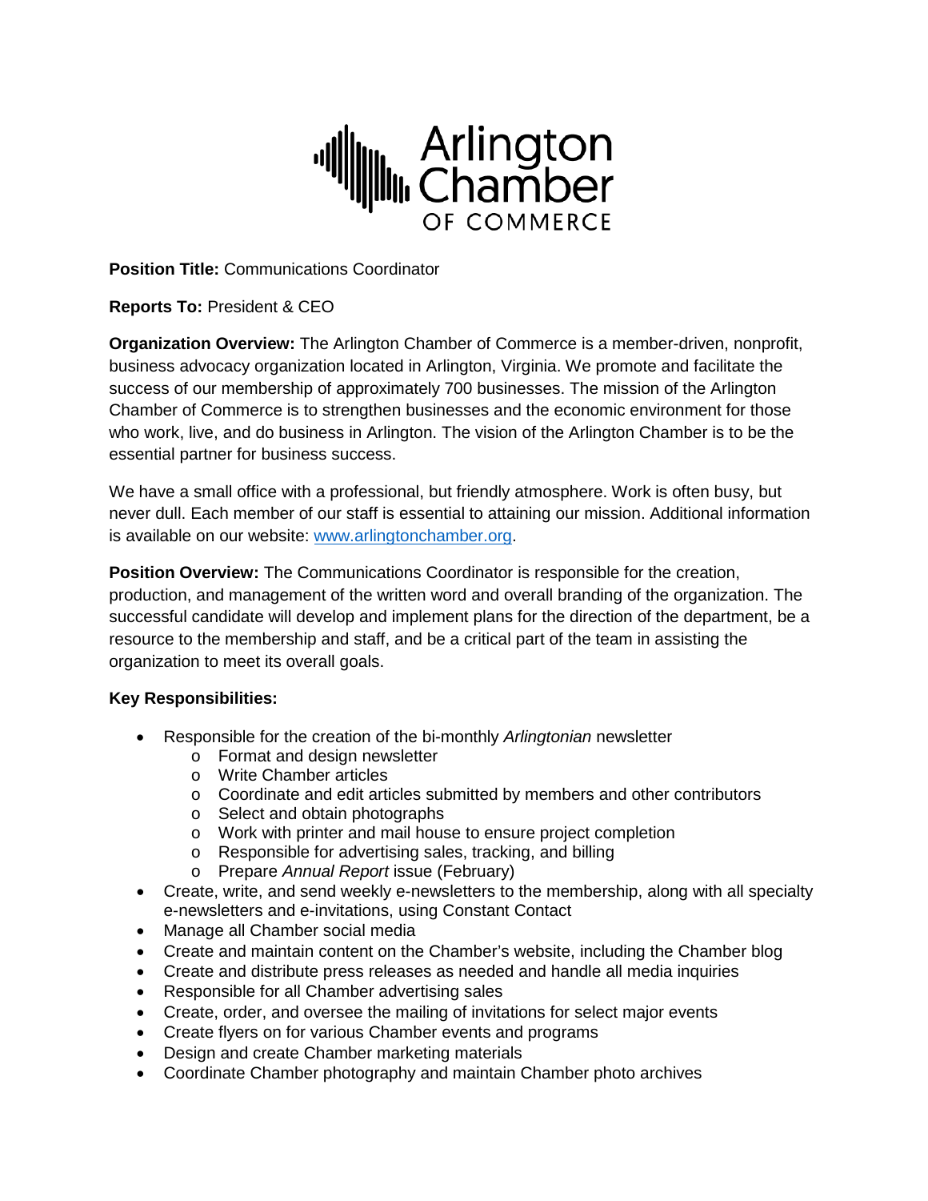Arlington Chamber OF COMMERCE

**Position Title:** Communications Coordinator

**Reports To:** President & CEO

**Organization Overview:** The Arlington Chamber of Commerce is a member-driven, nonprofit, business advocacy organization located in Arlington, Virginia. We promote and facilitate the success of our membership of approximately 700 businesses. The mission of the Arlington Chamber of Commerce is to strengthen businesses and the economic environment for those who work, live, and do business in Arlington. The vision of the Arlington Chamber is to be the essential partner for business success.

We have a small office with a professional, but friendly atmosphere. Work is often busy, but never dull. Each member of our staff is essential to attaining our mission. Additional information is available on our website: [www.arlingtonchamber.org](http://www.arlingtonchamber.org).

**Position Overview:** The Communications Coordinator is responsible for the creation, production, and management of the written word and overall branding of the organization. The successful candidate will develop and implement plans for the direction of the department, be a resource to the membership and staff, and be a critical part of the team in assisting the organization to meet its overall goals.

**Key Responsibilities:**

- Responsible for the creation of the bi-monthly *Arlingtonian* newsletter
  - Format and design newsletter
  - Write Chamber articles
  - Coordinate and edit articles submitted by members and other contributors
  - Select and obtain photographs
  - Work with printer and mail house to ensure project completion
  - Responsible for advertising sales, tracking, and billing
  - Prepare *Annual Report* issue (February)
- Create, write, and send weekly e-newsletters to the membership, along with all specialty e-newsletters and e-invitations, using Constant Contact
- Manage all Chamber social media
- Create and maintain content on the Chamber's website, including the Chamber blog
- Create and distribute press releases as needed and handle all media inquiries
- Responsible for all Chamber advertising sales
- Create, order, and oversee the mailing of invitations for select major events
- Create flyers on for various Chamber events and programs
- Design and create Chamber marketing materials
- Coordinate Chamber photography and maintain Chamber photo archives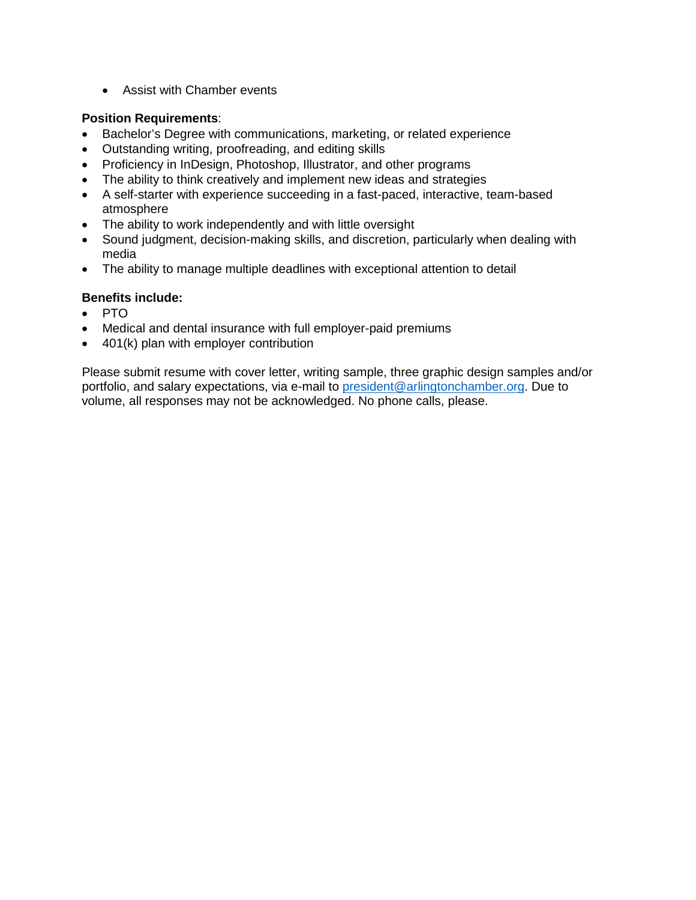- Assist with Chamber events

**Position Requirements**:

- Bachelor's Degree with communications, marketing, or related experience
- Outstanding writing, proofreading, and editing skills
- Proficiency in InDesign, Photoshop, Illustrator, and other programs
- The ability to think creatively and implement new ideas and strategies
- A self-starter with experience succeeding in a fast-paced, interactive, team-based atmosphere
- The ability to work independently and with little oversight
- Sound judgment, decision-making skills, and discretion, particularly when dealing with media
- The ability to manage multiple deadlines with exceptional attention to detail

**Benefits include:**

- PTO
- Medical and dental insurance with full employer-paid premiums
- 401(k) plan with employer contribution

Please submit resume with cover letter, writing sample, three graphic design samples and/or portfolio, and salary expectations, via e-mail to president@arlingtonchamber.org. Due to volume, all responses may not be acknowledged. No phone calls, please.